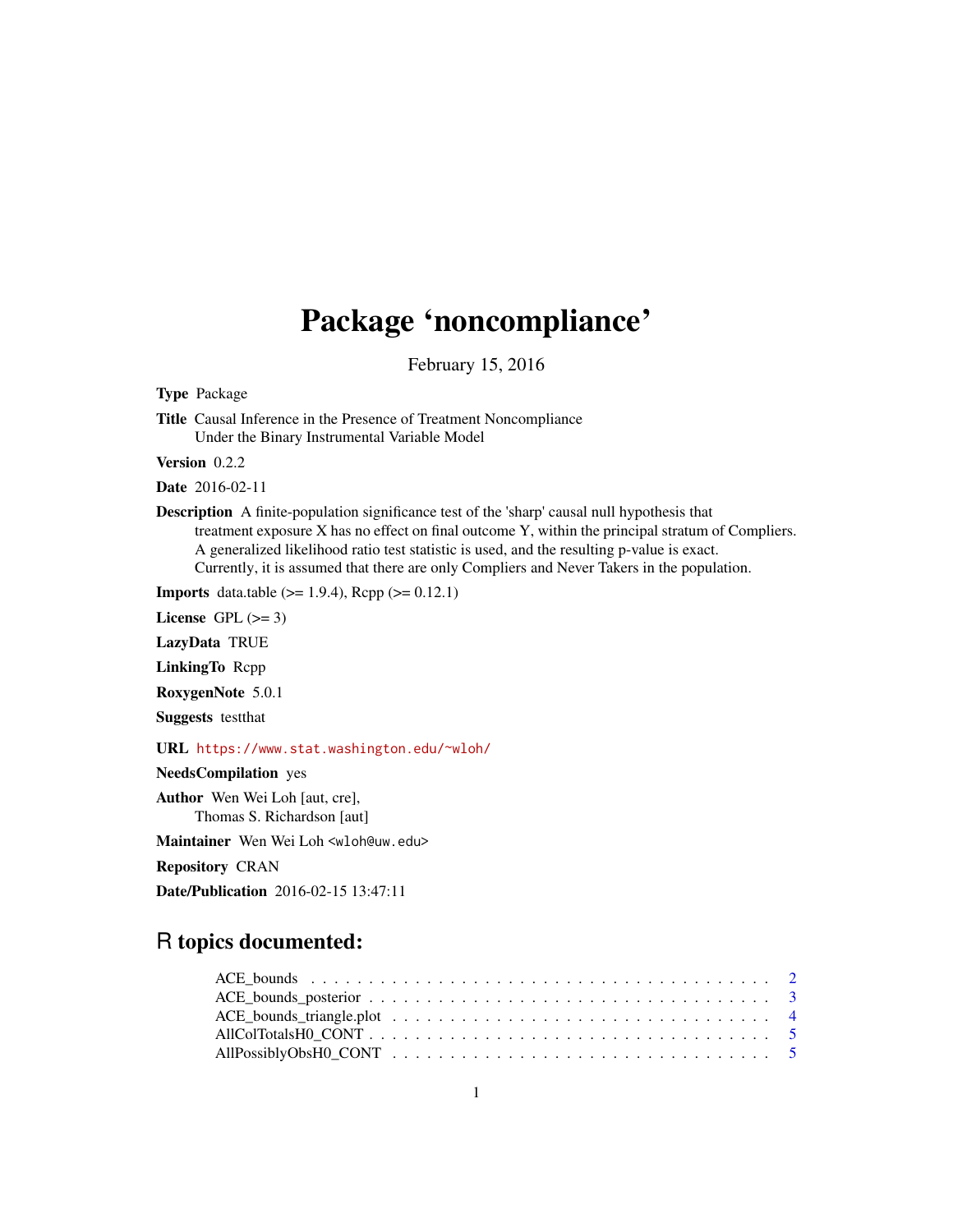# Package 'noncompliance'

February 15, 2016

**Type** Package

**Title** Causal Inference in the Presence of Treatment Noncompliance Under the Binary Instrumental Variable Model

**Version** 0.2.2

**Date** 2016-02-11

**Description** A finite-population significance test of the 'sharp' causal null hypothesis that treatment exposure X has no effect on final outcome Y, within the principal stratum of Compliers. A generalized likelihood ratio test statistic is used, and the resulting p-value is exact. Currently, it is assumed that there are only Compliers and Never Takers in the population.

**Imports** data.table (>= 1.9.4), Rcpp (>= 0.12.1)

**License** GPL (>= 3)

**LazyData** TRUE

**LinkingTo** Rcpp

**RoxygenNote** 5.0.1

**Suggests** testthat

**URL** https://www.stat.washington.edu/~wloh/

**NeedsCompilation** yes

**Author** Wen Wei Loh [aut, cre], Thomas S. Richardson [aut]

**Maintainer** Wen Wei Loh <wloh@uw.edu>

**Repository** CRAN

**Date/Publication** 2016-02-15 13:47:11

## R topics documented:

- ACE_bounds . . . . . . . . . . . . . . . . . . . . . . . . . . . . . . . . . . . . . . . 2
- ACE_bounds_posterior . . . . . . . . . . . . . . . . . . . . . . . . . . . . . . . . . . 3
- ACE_bounds_triangle.plot . . . . . . . . . . . . . . . . . . . . . . . . . . . . . . . . 4
- AllColTotalsH0_CONT . . . . . . . . . . . . . . . . . . . . . . . . . . . . . . . . . . 5
- AllPossiblyObsH0_CONT . . . . . . . . . . . . . . . . . . . . . . . . . . . . . . . . 5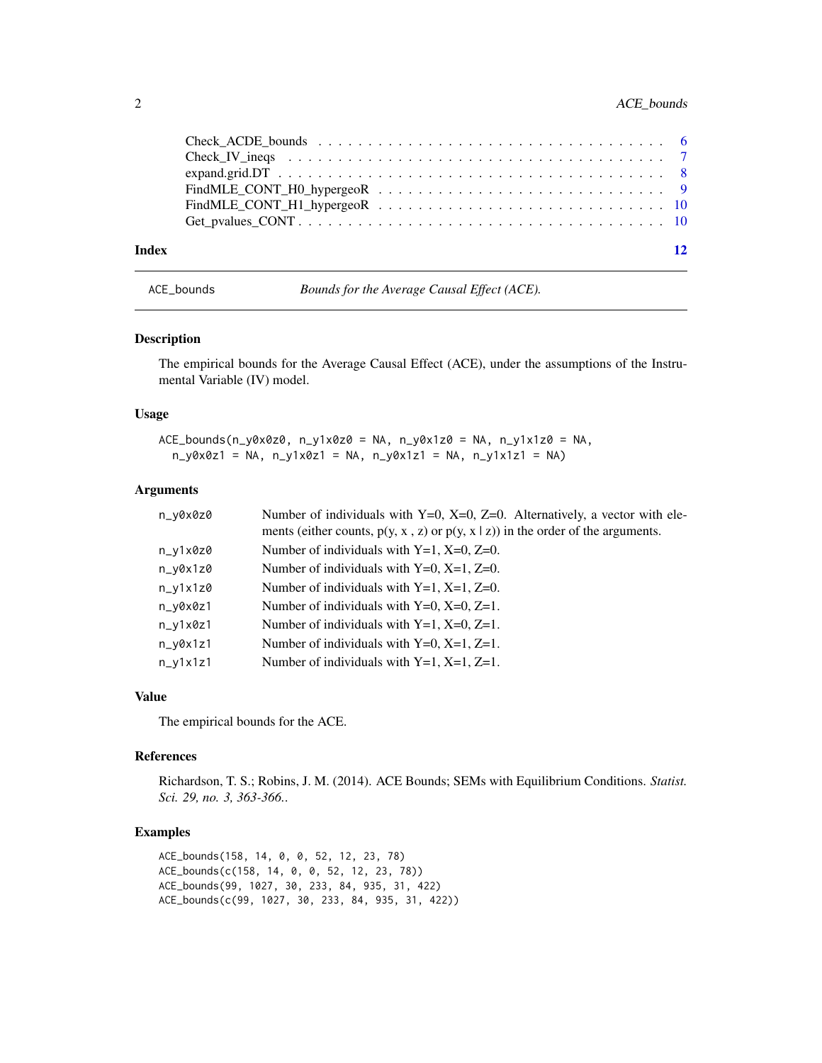Check_ACDE_bounds . . . . . . . . . . . . . . . . . . . . . . . . . . . . . . . . . . . 6
Check_IV_ineqs . . . . . . . . . . . . . . . . . . . . . . . . . . . . . . . . . . . . . 7
expand.grid.DT . . . . . . . . . . . . . . . . . . . . . . . . . . . . . . . . . . . . . 8
FindMLE_CONT_H0_hypergeoR . . . . . . . . . . . . . . . . . . . . . . . . . . . . 9
FindMLE_CONT_H1_hypergeoR . . . . . . . . . . . . . . . . . . . . . . . . . . . . 10
Get_pvalues_CONT . . . . . . . . . . . . . . . . . . . . . . . . . . . . . . . . . . . 10

**Index** **12**

---

## ACE_bounds — *Bounds for the Average Causal Effect (ACE).*

### Description

The empirical bounds for the Average Causal Effect (ACE), under the assumptions of the Instrumental Variable (IV) model.

### Usage

```
ACE_bounds(n_y0x0z0, n_y1x0z0 = NA, n_y0x1z0 = NA, n_y1x1z0 = NA,
  n_y0x0z1 = NA, n_y1x0z1 = NA, n_y0x1z1 = NA, n_y1x1z1 = NA)
```

### Arguments

| | |
|---|---|
| n_y0x0z0 | Number of individuals with Y=0, X=0, Z=0. Alternatively, a vector with elements (either counts, p(y, x , z) or p(y, x \| z)) in the order of the arguments. |
| n_y1x0z0 | Number of individuals with Y=1, X=0, Z=0. |
| n_y0x1z0 | Number of individuals with Y=0, X=1, Z=0. |
| n_y1x1z0 | Number of individuals with Y=1, X=1, Z=0. |
| n_y0x0z1 | Number of individuals with Y=0, X=0, Z=1. |
| n_y1x0z1 | Number of individuals with Y=1, X=0, Z=1. |
| n_y0x1z1 | Number of individuals with Y=0, X=1, Z=1. |
| n_y1x1z1 | Number of individuals with Y=1, X=1, Z=1. |

### Value

The empirical bounds for the ACE.

### References

Richardson, T. S.; Robins, J. M. (2014). ACE Bounds; SEMs with Equilibrium Conditions. *Statist. Sci. 29, no. 3, 363-366.*.

### Examples

```
ACE_bounds(158, 14, 0, 0, 52, 12, 23, 78)
ACE_bounds(c(158, 14, 0, 0, 52, 12, 23, 78))
ACE_bounds(99, 1027, 30, 233, 84, 935, 31, 422)
ACE_bounds(c(99, 1027, 30, 233, 84, 935, 31, 422))
```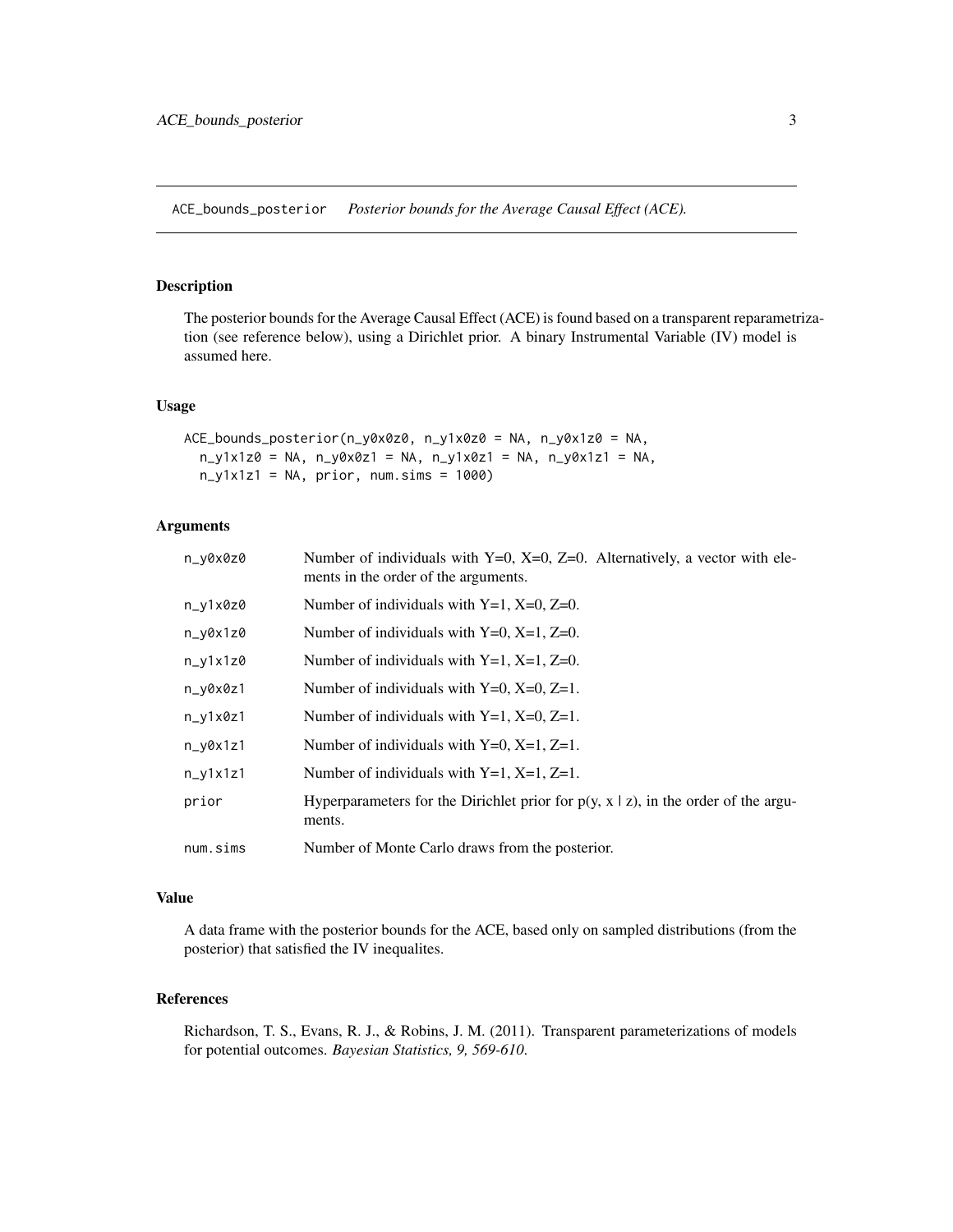## ACE_bounds_posterior *Posterior bounds for the Average Causal Effect (ACE).*

### Description

The posterior bounds for the Average Causal Effect (ACE) is found based on a transparent reparametrization (see reference below), using a Dirichlet prior. A binary Instrumental Variable (IV) model is assumed here.

### Usage

```
ACE_bounds_posterior(n_y0x0z0, n_y1x0z0 = NA, n_y0x1z0 = NA,
  n_y1x1z0 = NA, n_y0x0z1 = NA, n_y1x0z1 = NA, n_y0x1z1 = NA,
  n_y1x1z1 = NA, prior, num.sims = 1000)
```

### Arguments

| | |
|---|---|
| `n_y0x0z0` | Number of individuals with Y=0, X=0, Z=0. Alternatively, a vector with elements in the order of the arguments. |
| `n_y1x0z0` | Number of individuals with Y=1, X=0, Z=0. |
| `n_y0x1z0` | Number of individuals with Y=0, X=1, Z=0. |
| `n_y1x1z0` | Number of individuals with Y=1, X=1, Z=0. |
| `n_y0x0z1` | Number of individuals with Y=0, X=0, Z=1. |
| `n_y1x0z1` | Number of individuals with Y=1, X=0, Z=1. |
| `n_y0x1z1` | Number of individuals with Y=0, X=1, Z=1. |
| `n_y1x1z1` | Number of individuals with Y=1, X=1, Z=1. |
| `prior` | Hyperparameters for the Dirichlet prior for p(y, x \| z), in the order of the arguments. |
| `num.sims` | Number of Monte Carlo draws from the posterior. |

### Value

A data frame with the posterior bounds for the ACE, based only on sampled distributions (from the posterior) that satisfied the IV inequalites.

### References

Richardson, T. S., Evans, R. J., & Robins, J. M. (2011). Transparent parameterizations of models for potential outcomes. *Bayesian Statistics, 9, 569-610*.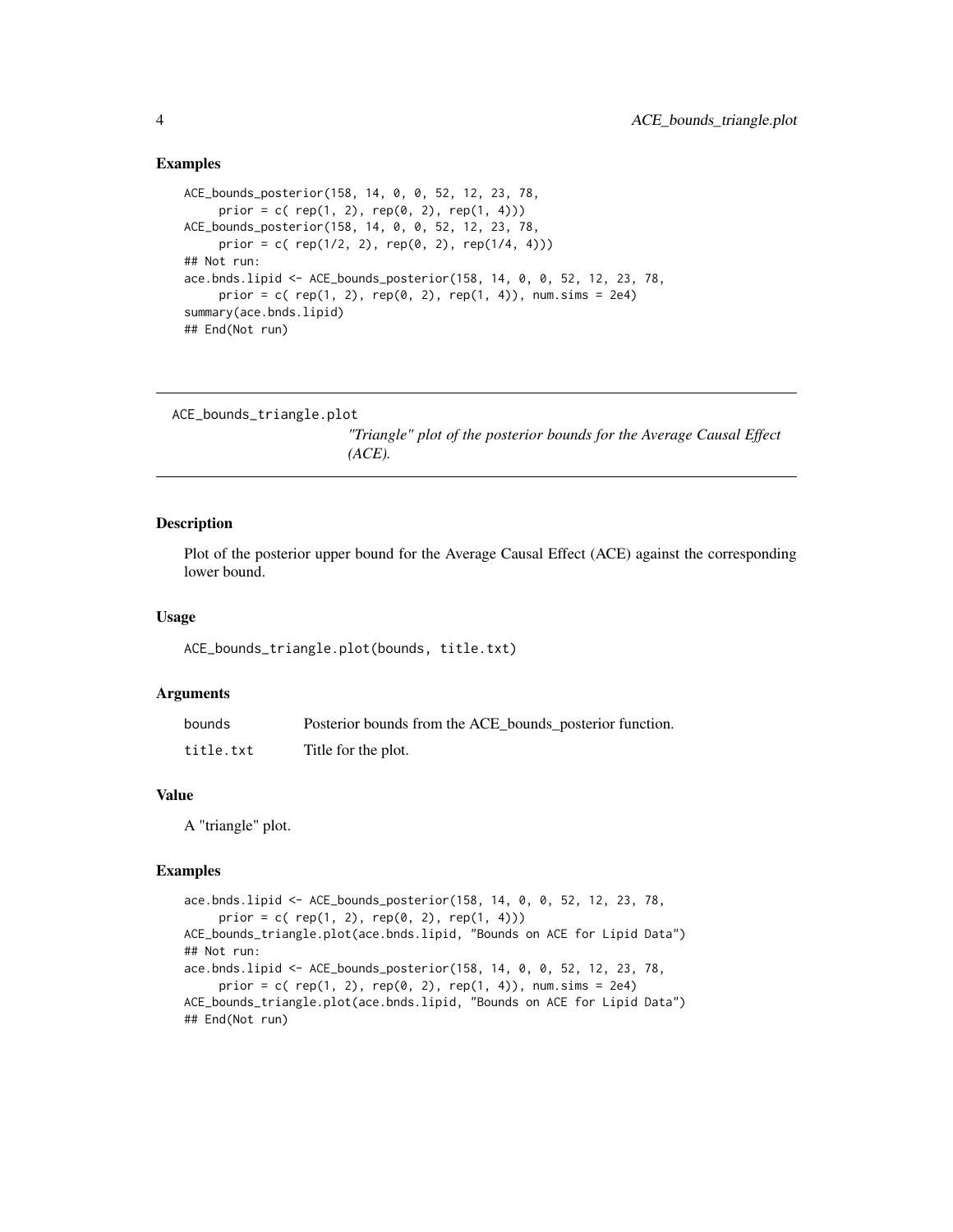### Examples

```
ACE_bounds_posterior(158, 14, 0, 0, 52, 12, 23, 78,
     prior = c( rep(1, 2), rep(0, 2), rep(1, 4)))
ACE_bounds_posterior(158, 14, 0, 0, 52, 12, 23, 78,
     prior = c( rep(1/2, 2), rep(0, 2), rep(1/4, 4)))
## Not run:
ace.bnds.lipid <- ACE_bounds_posterior(158, 14, 0, 0, 52, 12, 23, 78,
     prior = c( rep(1, 2), rep(0, 2), rep(1, 4)), num.sims = 2e4)
summary(ace.bnds.lipid)
## End(Not run)
```

---

## ACE_bounds_triangle.plot

*"Triangle" plot of the posterior bounds for the Average Causal Effect (ACE).*

---

### Description

Plot of the posterior upper bound for the Average Causal Effect (ACE) against the corresponding lower bound.

### Usage

```
ACE_bounds_triangle.plot(bounds, title.txt)
```

### Arguments

| | |
|---|---|
| bounds | Posterior bounds from the ACE_bounds_posterior function. |
| title.txt | Title for the plot. |

### Value

A "triangle" plot.

### Examples

```
ace.bnds.lipid <- ACE_bounds_posterior(158, 14, 0, 0, 52, 12, 23, 78,
     prior = c( rep(1, 2), rep(0, 2), rep(1, 4)))
ACE_bounds_triangle.plot(ace.bnds.lipid, "Bounds on ACE for Lipid Data")
## Not run:
ace.bnds.lipid <- ACE_bounds_posterior(158, 14, 0, 0, 52, 12, 23, 78,
     prior = c( rep(1, 2), rep(0, 2), rep(1, 4)), num.sims = 2e4)
ACE_bounds_triangle.plot(ace.bnds.lipid, "Bounds on ACE for Lipid Data")
## End(Not run)
```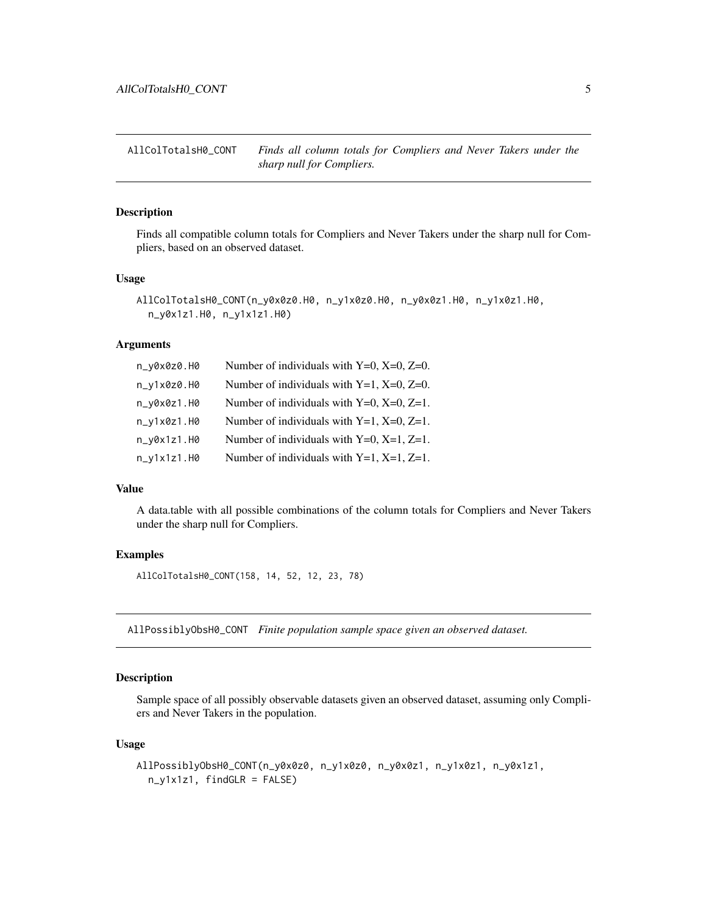## AllColTotalsH0_CONT — *Finds all column totals for Compliers and Never Takers under the sharp null for Compliers.*

### Description

Finds all compatible column totals for Compliers and Never Takers under the sharp null for Compliers, based on an observed dataset.

### Usage

```
AllColTotalsH0_CONT(n_y0x0z0.H0, n_y1x0z0.H0, n_y0x0z1.H0, n_y1x0z1.H0,
  n_y0x1z1.H0, n_y1x1z1.H0)
```

### Arguments

| | |
|---|---|
| n_y0x0z0.H0 | Number of individuals with Y=0, X=0, Z=0. |
| n_y1x0z0.H0 | Number of individuals with Y=1, X=0, Z=0. |
| n_y0x0z1.H0 | Number of individuals with Y=0, X=0, Z=1. |
| n_y1x0z1.H0 | Number of individuals with Y=1, X=0, Z=1. |
| n_y0x1z1.H0 | Number of individuals with Y=0, X=1, Z=1. |
| n_y1x1z1.H0 | Number of individuals with Y=1, X=1, Z=1. |

### Value

A data.table with all possible combinations of the column totals for Compliers and Never Takers under the sharp null for Compliers.

### Examples

```
AllColTotalsH0_CONT(158, 14, 52, 12, 23, 78)
```

## AllPossiblyObsH0_CONT — *Finite population sample space given an observed dataset.*

### Description

Sample space of all possibly observable datasets given an observed dataset, assuming only Compliers and Never Takers in the population.

### Usage

```
AllPossiblyObsH0_CONT(n_y0x0z0, n_y1x0z0, n_y0x0z1, n_y1x0z1, n_y0x1z1,
  n_y1x1z1, findGLR = FALSE)
```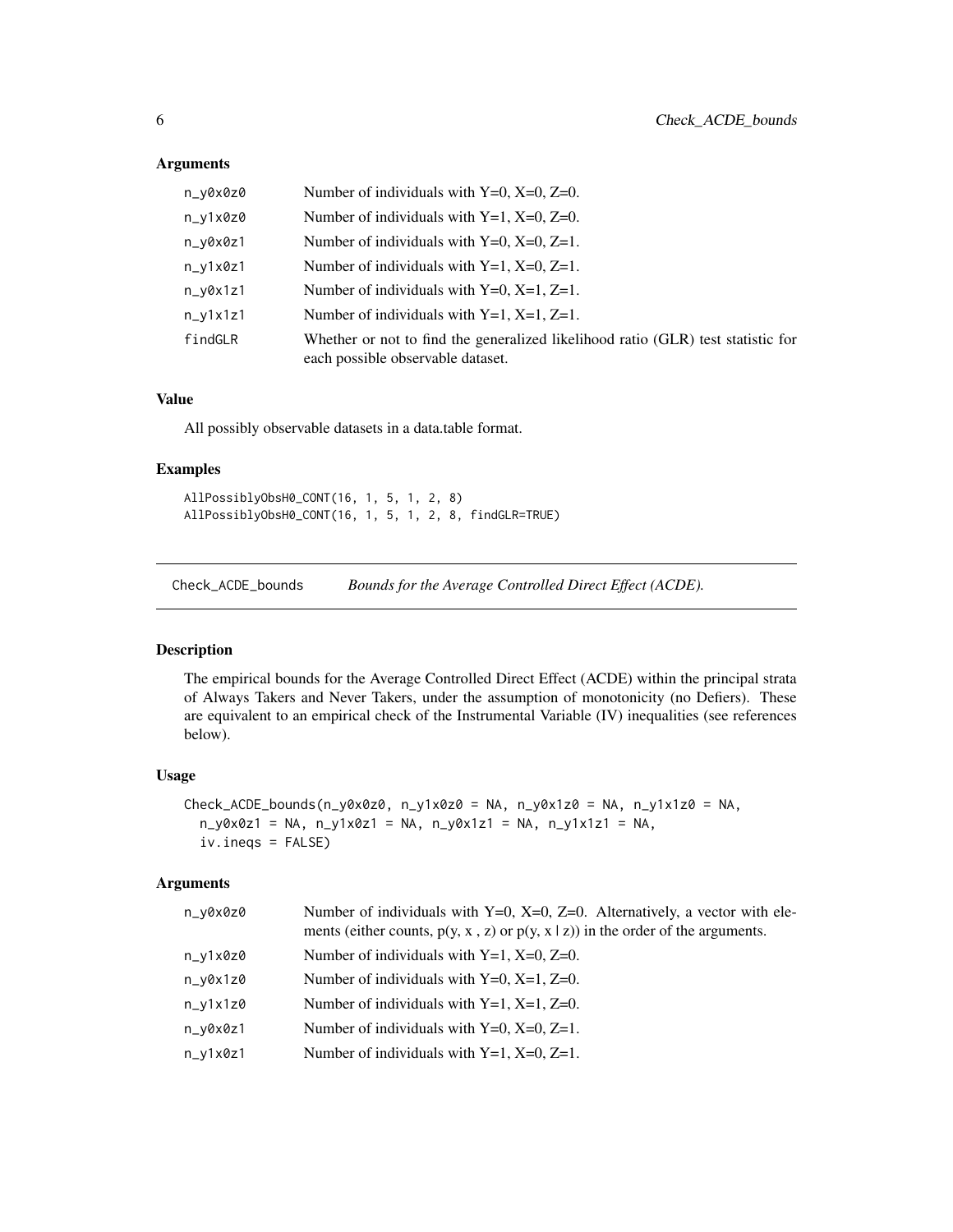### Arguments

| | |
|---|---|
| n_y0x0z0 | Number of individuals with Y=0, X=0, Z=0. |
| n_y1x0z0 | Number of individuals with Y=1, X=0, Z=0. |
| n_y0x0z1 | Number of individuals with Y=0, X=0, Z=1. |
| n_y1x0z1 | Number of individuals with Y=1, X=0, Z=1. |
| n_y0x1z1 | Number of individuals with Y=0, X=1, Z=1. |
| n_y1x1z1 | Number of individuals with Y=1, X=1, Z=1. |
| findGLR | Whether or not to find the generalized likelihood ratio (GLR) test statistic for each possible observable dataset. |

### Value

All possibly observable datasets in a data.table format.

### Examples

```
AllPossiblyObsH0_CONT(16, 1, 5, 1, 2, 8)
AllPossiblyObsH0_CONT(16, 1, 5, 1, 2, 8, findGLR=TRUE)
```

---

## Check_ACDE_bounds *Bounds for the Average Controlled Direct Effect (ACDE).*

---

### Description

The empirical bounds for the Average Controlled Direct Effect (ACDE) within the principal strata of Always Takers and Never Takers, under the assumption of monotonicity (no Defiers). These are equivalent to an empirical check of the Instrumental Variable (IV) inequalities (see references below).

### Usage

```
Check_ACDE_bounds(n_y0x0z0, n_y1x0z0 = NA, n_y0x1z0 = NA, n_y1x1z0 = NA,
  n_y0x0z1 = NA, n_y1x0z1 = NA, n_y0x1z1 = NA, n_y1x1z1 = NA,
  iv.ineqs = FALSE)
```

### Arguments

| | |
|---|---|
| n_y0x0z0 | Number of individuals with Y=0, X=0, Z=0. Alternatively, a vector with elements (either counts, p(y, x , z) or p(y, x \| z)) in the order of the arguments. |
| n_y1x0z0 | Number of individuals with Y=1, X=0, Z=0. |
| n_y0x1z0 | Number of individuals with Y=0, X=1, Z=0. |
| n_y1x1z0 | Number of individuals with Y=1, X=1, Z=0. |
| n_y0x0z1 | Number of individuals with Y=0, X=0, Z=1. |
| n_y1x0z1 | Number of individuals with Y=1, X=0, Z=1. |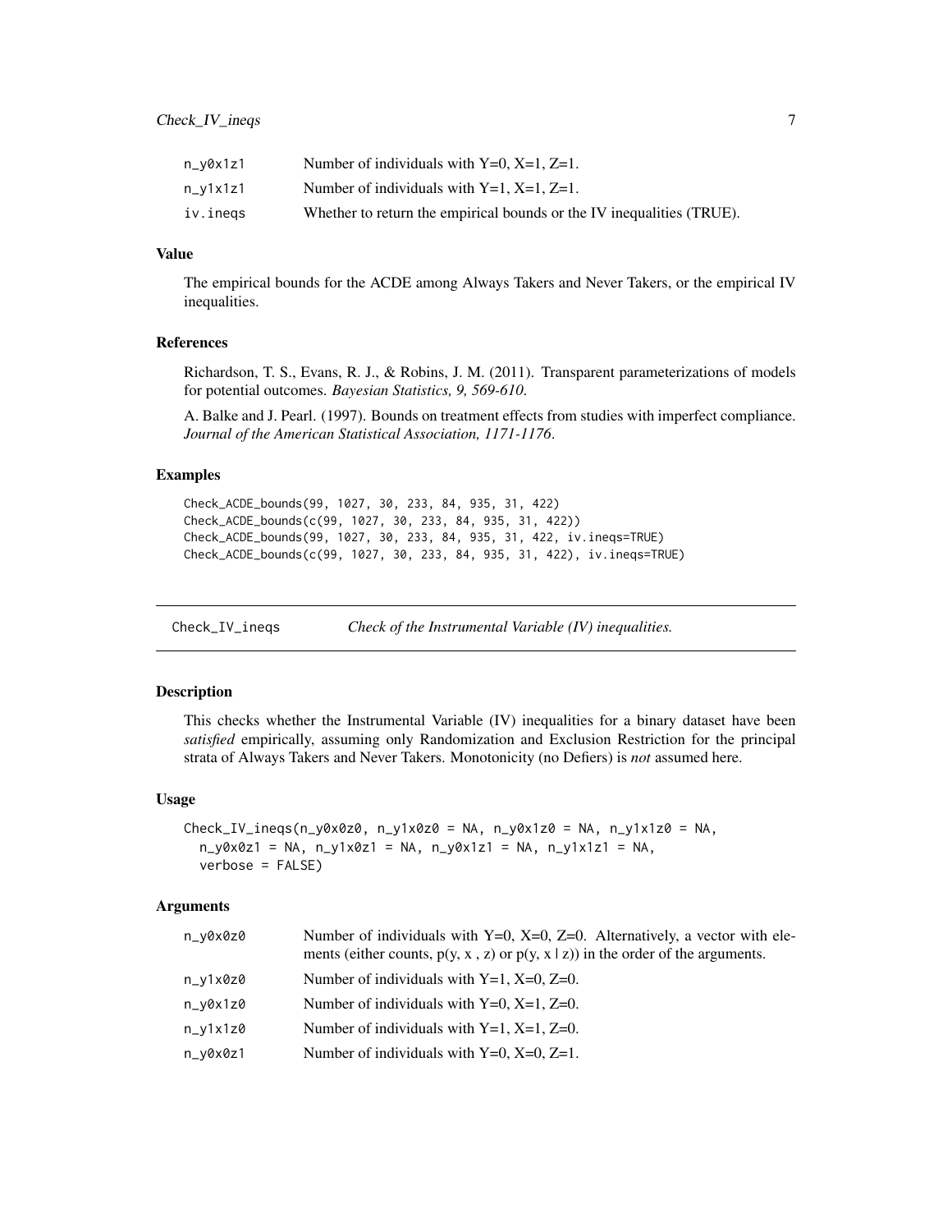| | |
|---|---|
| n_y0x1z1 | Number of individuals with Y=0, X=1, Z=1. |
| n_y1x1z1 | Number of individuals with Y=1, X=1, Z=1. |
| iv.ineqs | Whether to return the empirical bounds or the IV inequalities (TRUE). |

### Value

The empirical bounds for the ACDE among Always Takers and Never Takers, or the empirical IV inequalities.

### References

Richardson, T. S., Evans, R. J., & Robins, J. M. (2011). Transparent parameterizations of models for potential outcomes. *Bayesian Statistics, 9, 569-610*.

A. Balke and J. Pearl. (1997). Bounds on treatment effects from studies with imperfect compliance. *Journal of the American Statistical Association, 1171-1176*.

### Examples

```
Check_ACDE_bounds(99, 1027, 30, 233, 84, 935, 31, 422)
Check_ACDE_bounds(c(99, 1027, 30, 233, 84, 935, 31, 422))
Check_ACDE_bounds(99, 1027, 30, 233, 84, 935, 31, 422, iv.ineqs=TRUE)
Check_ACDE_bounds(c(99, 1027, 30, 233, 84, 935, 31, 422), iv.ineqs=TRUE)
```

---

## Check_IV_ineqs — *Check of the Instrumental Variable (IV) inequalities.*

---

### Description

This checks whether the Instrumental Variable (IV) inequalities for a binary dataset have been *satisfied* empirically, assuming only Randomization and Exclusion Restriction for the principal strata of Always Takers and Never Takers. Monotonicity (no Defiers) is *not* assumed here.

### Usage

```
Check_IV_ineqs(n_y0x0z0, n_y1x0z0 = NA, n_y0x1z0 = NA, n_y1x1z0 = NA,
  n_y0x0z1 = NA, n_y1x0z1 = NA, n_y0x1z1 = NA, n_y1x1z1 = NA,
  verbose = FALSE)
```

### Arguments

| | |
|---|---|
| n_y0x0z0 | Number of individuals with Y=0, X=0, Z=0. Alternatively, a vector with elements (either counts, p(y, x , z) or p(y, x \| z)) in the order of the arguments. |
| n_y1x0z0 | Number of individuals with Y=1, X=0, Z=0. |
| n_y0x1z0 | Number of individuals with Y=0, X=1, Z=0. |
| n_y1x1z0 | Number of individuals with Y=1, X=1, Z=0. |
| n_y0x0z1 | Number of individuals with Y=0, X=0, Z=1. |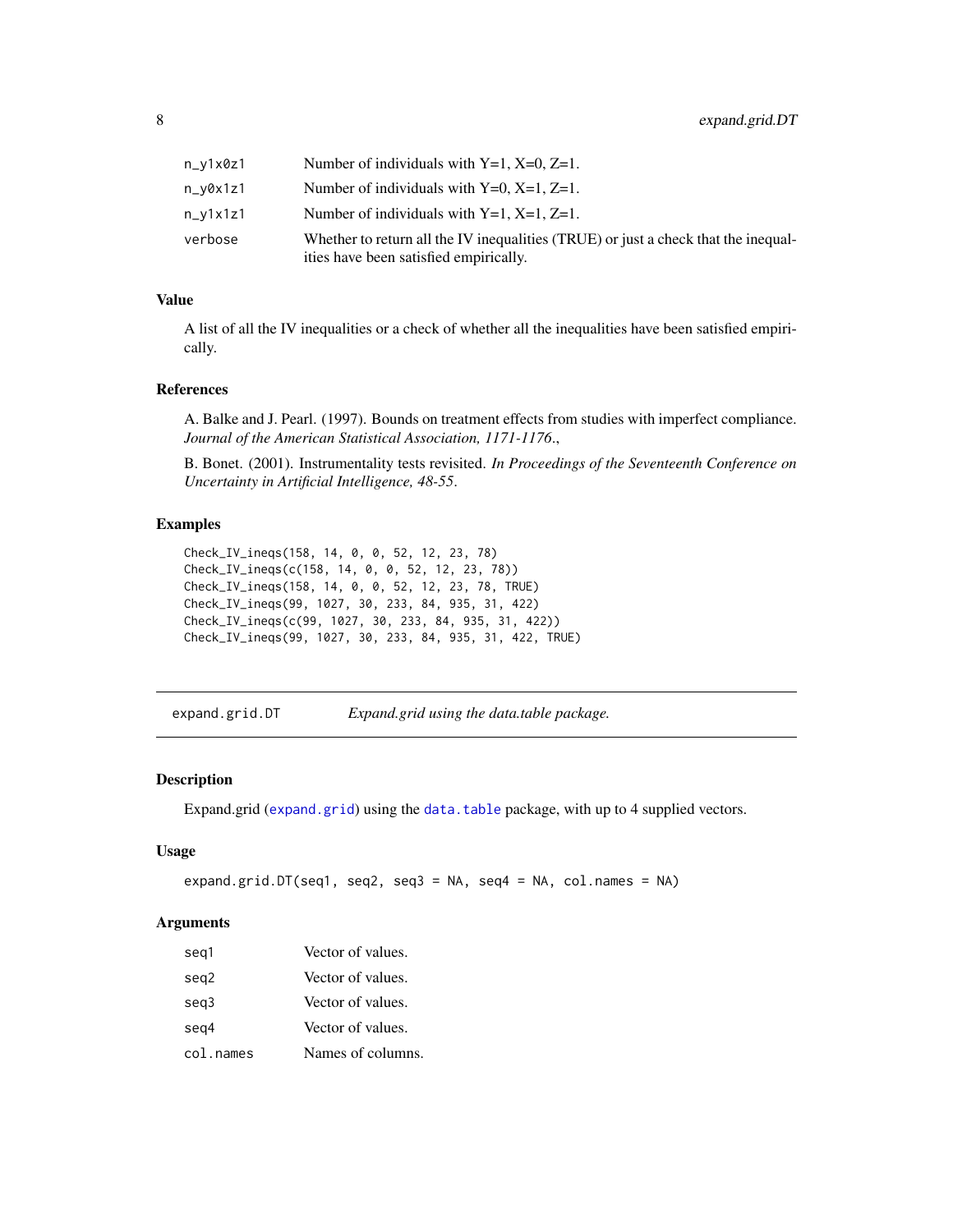| | |
|---|---|
| n_y1x0z1 | Number of individuals with Y=1, X=0, Z=1. |
| n_y0x1z1 | Number of individuals with Y=0, X=1, Z=1. |
| n_y1x1z1 | Number of individuals with Y=1, X=1, Z=1. |
| verbose | Whether to return all the IV inequalities (TRUE) or just a check that the inequalities have been satisfied empirically. |

### Value

A list of all the IV inequalities or a check of whether all the inequalities have been satisfied empirically.

### References

A. Balke and J. Pearl. (1997). Bounds on treatment effects from studies with imperfect compliance. *Journal of the American Statistical Association, 1171-1176.*,

B. Bonet. (2001). Instrumentality tests revisited. *In Proceedings of the Seventeenth Conference on Uncertainty in Artificial Intelligence, 48-55.*

### Examples

```
Check_IV_ineqs(158, 14, 0, 0, 52, 12, 23, 78)
Check_IV_ineqs(c(158, 14, 0, 0, 52, 12, 23, 78))
Check_IV_ineqs(158, 14, 0, 0, 52, 12, 23, 78, TRUE)
Check_IV_ineqs(99, 1027, 30, 233, 84, 935, 31, 422)
Check_IV_ineqs(c(99, 1027, 30, 233, 84, 935, 31, 422))
Check_IV_ineqs(99, 1027, 30, 233, 84, 935, 31, 422, TRUE)
```

---

## expand.grid.DT — *Expand.grid using the data.table package.*

### Description

Expand.grid (`expand.grid`) using the `data.table` package, with up to 4 supplied vectors.

### Usage

```
expand.grid.DT(seq1, seq2, seq3 = NA, seq4 = NA, col.names = NA)
```

### Arguments

| | |
|---|---|
| seq1 | Vector of values. |
| seq2 | Vector of values. |
| seq3 | Vector of values. |
| seq4 | Vector of values. |
| col.names | Names of columns. |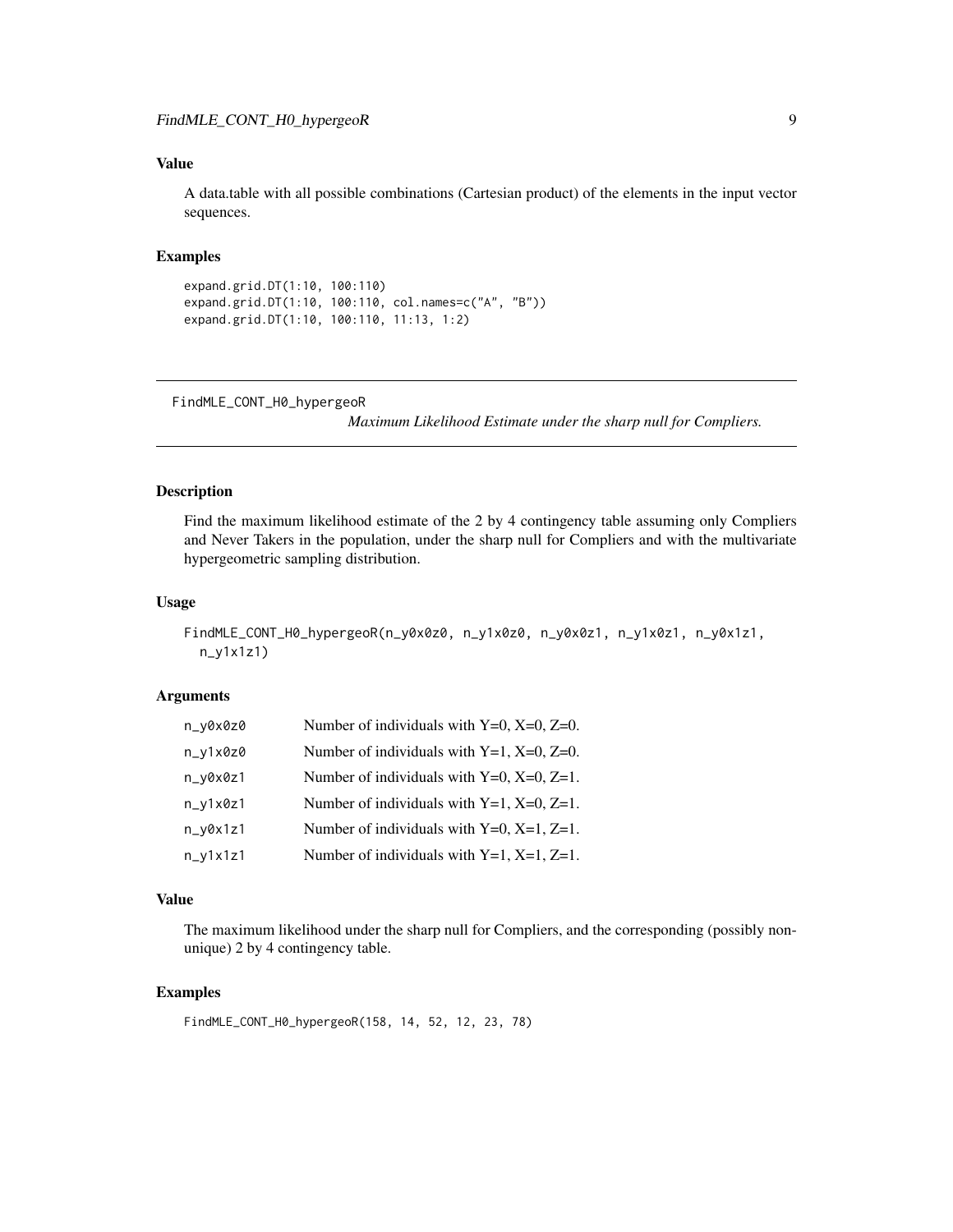## Value

A data.table with all possible combinations (Cartesian product) of the elements in the input vector sequences.

## Examples

```
expand.grid.DT(1:10, 100:110)
expand.grid.DT(1:10, 100:110, col.names=c("A", "B"))
expand.grid.DT(1:10, 100:110, 11:13, 1:2)
```

---

# FindMLE_CONT_H0_hypergeoR

*Maximum Likelihood Estimate under the sharp null for Compliers.*

---

## Description

Find the maximum likelihood estimate of the 2 by 4 contingency table assuming only Compliers and Never Takers in the population, under the sharp null for Compliers and with the multivariate hypergeometric sampling distribution.

## Usage

```
FindMLE_CONT_H0_hypergeoR(n_y0x0z0, n_y1x0z0, n_y0x0z1, n_y1x0z1, n_y0x1z1,
  n_y1x1z1)
```

## Arguments

| | |
|---|---|
| n_y0x0z0 | Number of individuals with Y=0, X=0, Z=0. |
| n_y1x0z0 | Number of individuals with Y=1, X=0, Z=0. |
| n_y0x0z1 | Number of individuals with Y=0, X=0, Z=1. |
| n_y1x0z1 | Number of individuals with Y=1, X=0, Z=1. |
| n_y0x1z1 | Number of individuals with Y=0, X=1, Z=1. |
| n_y1x1z1 | Number of individuals with Y=1, X=1, Z=1. |

## Value

The maximum likelihood under the sharp null for Compliers, and the corresponding (possibly non-unique) 2 by 4 contingency table.

## Examples

```
FindMLE_CONT_H0_hypergeoR(158, 14, 52, 12, 23, 78)
```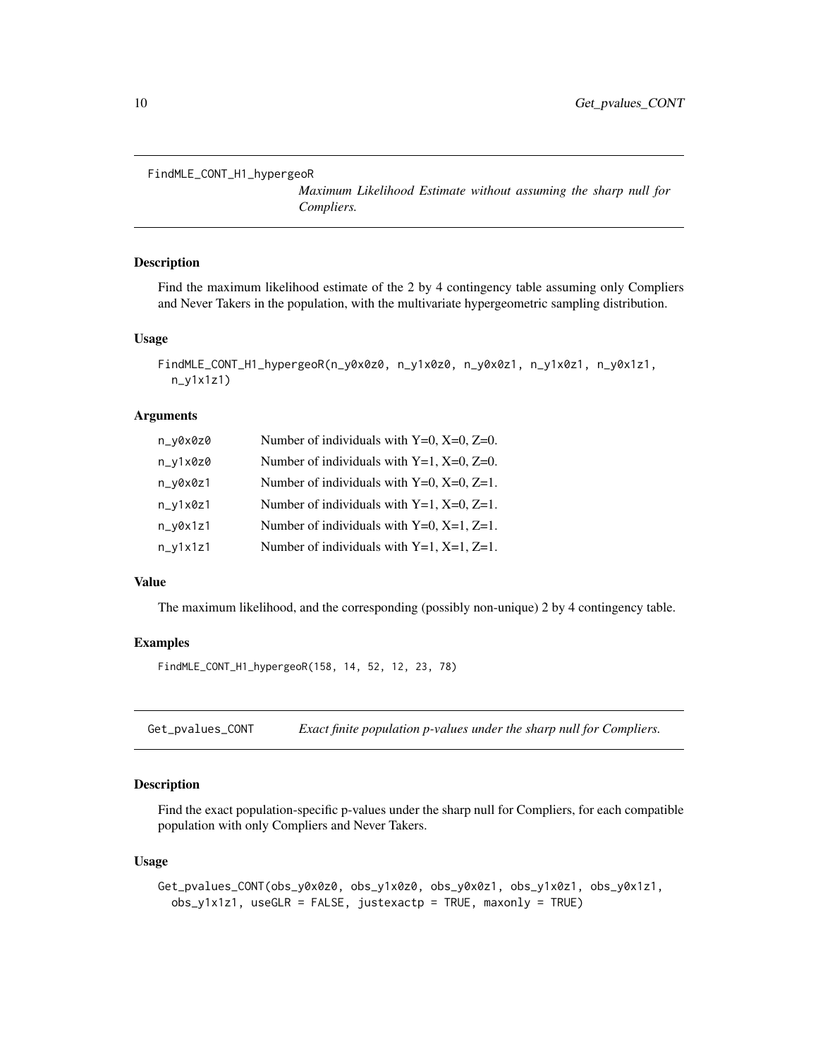## FindMLE_CONT_H1_hypergeoR

*Maximum Likelihood Estimate without assuming the sharp null for Compliers.*

### Description

Find the maximum likelihood estimate of the 2 by 4 contingency table assuming only Compliers and Never Takers in the population, with the multivariate hypergeometric sampling distribution.

### Usage

```
FindMLE_CONT_H1_hypergeoR(n_y0x0z0, n_y1x0z0, n_y0x0z1, n_y1x0z1, n_y0x1z1,
  n_y1x1z1)
```

### Arguments

| | |
|---|---|
| n_y0x0z0 | Number of individuals with Y=0, X=0, Z=0. |
| n_y1x0z0 | Number of individuals with Y=1, X=0, Z=0. |
| n_y0x0z1 | Number of individuals with Y=0, X=0, Z=1. |
| n_y1x0z1 | Number of individuals with Y=1, X=0, Z=1. |
| n_y0x1z1 | Number of individuals with Y=0, X=1, Z=1. |
| n_y1x1z1 | Number of individuals with Y=1, X=1, Z=1. |

### Value

The maximum likelihood, and the corresponding (possibly non-unique) 2 by 4 contingency table.

### Examples

```
FindMLE_CONT_H1_hypergeoR(158, 14, 52, 12, 23, 78)
```

## Get_pvalues_CONT

*Exact finite population p-values under the sharp null for Compliers.*

### Description

Find the exact population-specific p-values under the sharp null for Compliers, for each compatible population with only Compliers and Never Takers.

### Usage

```
Get_pvalues_CONT(obs_y0x0z0, obs_y1x0z0, obs_y0x0z1, obs_y1x0z1, obs_y0x1z1,
  obs_y1x1z1, useGLR = FALSE, justexactp = TRUE, maxonly = TRUE)
```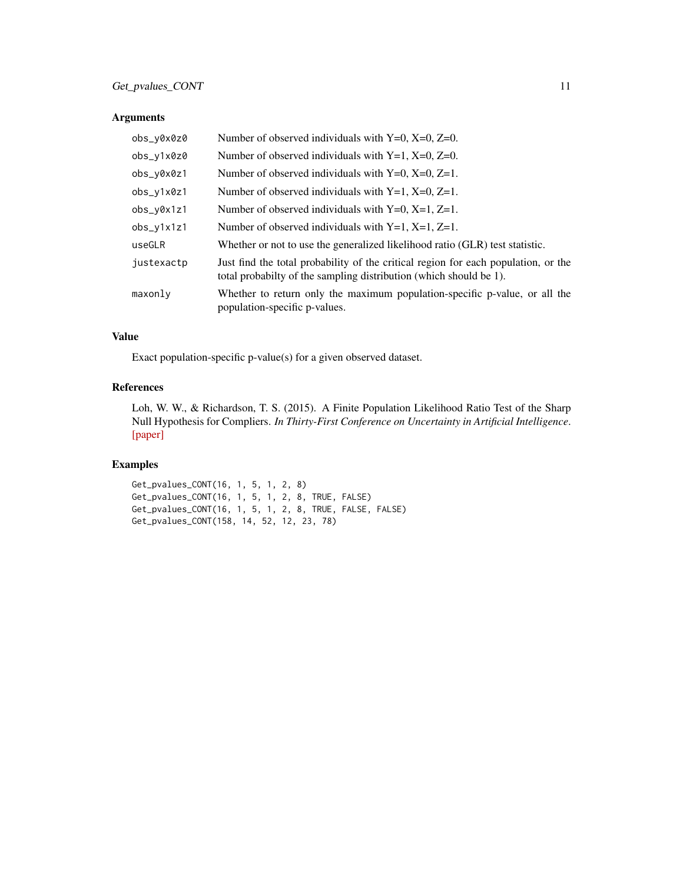### Arguments

| | |
|---|---|
| `obs_y0x0z0` | Number of observed individuals with Y=0, X=0, Z=0. |
| `obs_y1x0z0` | Number of observed individuals with Y=1, X=0, Z=0. |
| `obs_y0x0z1` | Number of observed individuals with Y=0, X=0, Z=1. |
| `obs_y1x0z1` | Number of observed individuals with Y=1, X=0, Z=1. |
| `obs_y0x1z1` | Number of observed individuals with Y=0, X=1, Z=1. |
| `obs_y1x1z1` | Number of observed individuals with Y=1, X=1, Z=1. |
| `useGLR` | Whether or not to use the generalized likelihood ratio (GLR) test statistic. |
| `justexactp` | Just find the total probability of the critical region for each population, or the total probabilty of the sampling distribution (which should be 1). |
| `maxonly` | Whether to return only the maximum population-specific p-value, or all the population-specific p-values. |

### Value

Exact population-specific p-value(s) for a given observed dataset.

### References

Loh, W. W., & Richardson, T. S. (2015). A Finite Population Likelihood Ratio Test of the Sharp Null Hypothesis for Compliers. *In Thirty-First Conference on Uncertainty in Artificial Intelligence*. [paper]

### Examples

```
Get_pvalues_CONT(16, 1, 5, 1, 2, 8)
Get_pvalues_CONT(16, 1, 5, 1, 2, 8, TRUE, FALSE)
Get_pvalues_CONT(16, 1, 5, 1, 2, 8, TRUE, FALSE, FALSE)
Get_pvalues_CONT(158, 14, 52, 12, 23, 78)
```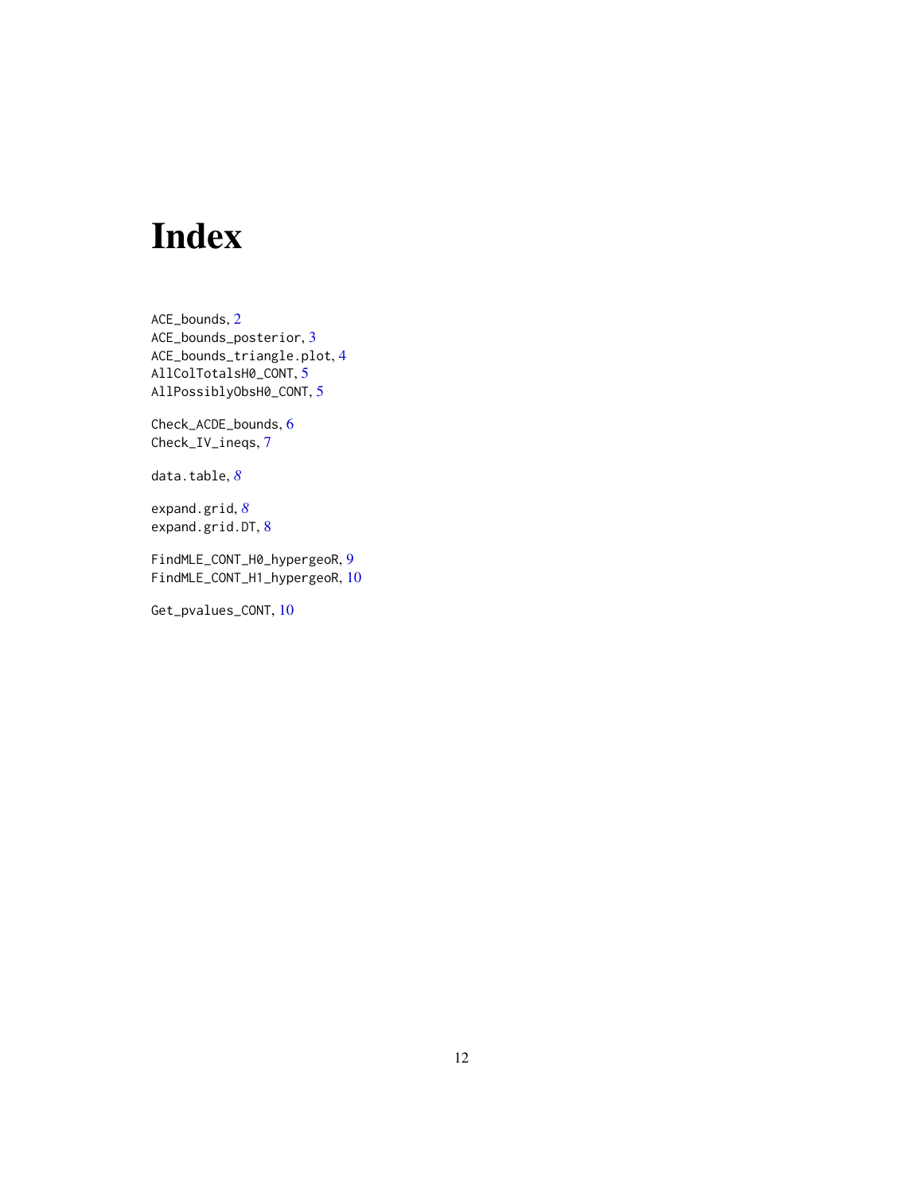# Index

ACE_bounds, 2
ACE_bounds_posterior, 3
ACE_bounds_triangle.plot, 4
AllColTotalsH0_CONT, 5
AllPossiblyObsH0_CONT, 5

Check_ACDE_bounds, 6
Check_IV_ineqs, 7

data.table, *8*

expand.grid, *8*
expand.grid.DT, 8

FindMLE_CONT_H0_hypergeoR, 9
FindMLE_CONT_H1_hypergeoR, 10

Get_pvalues_CONT, 10